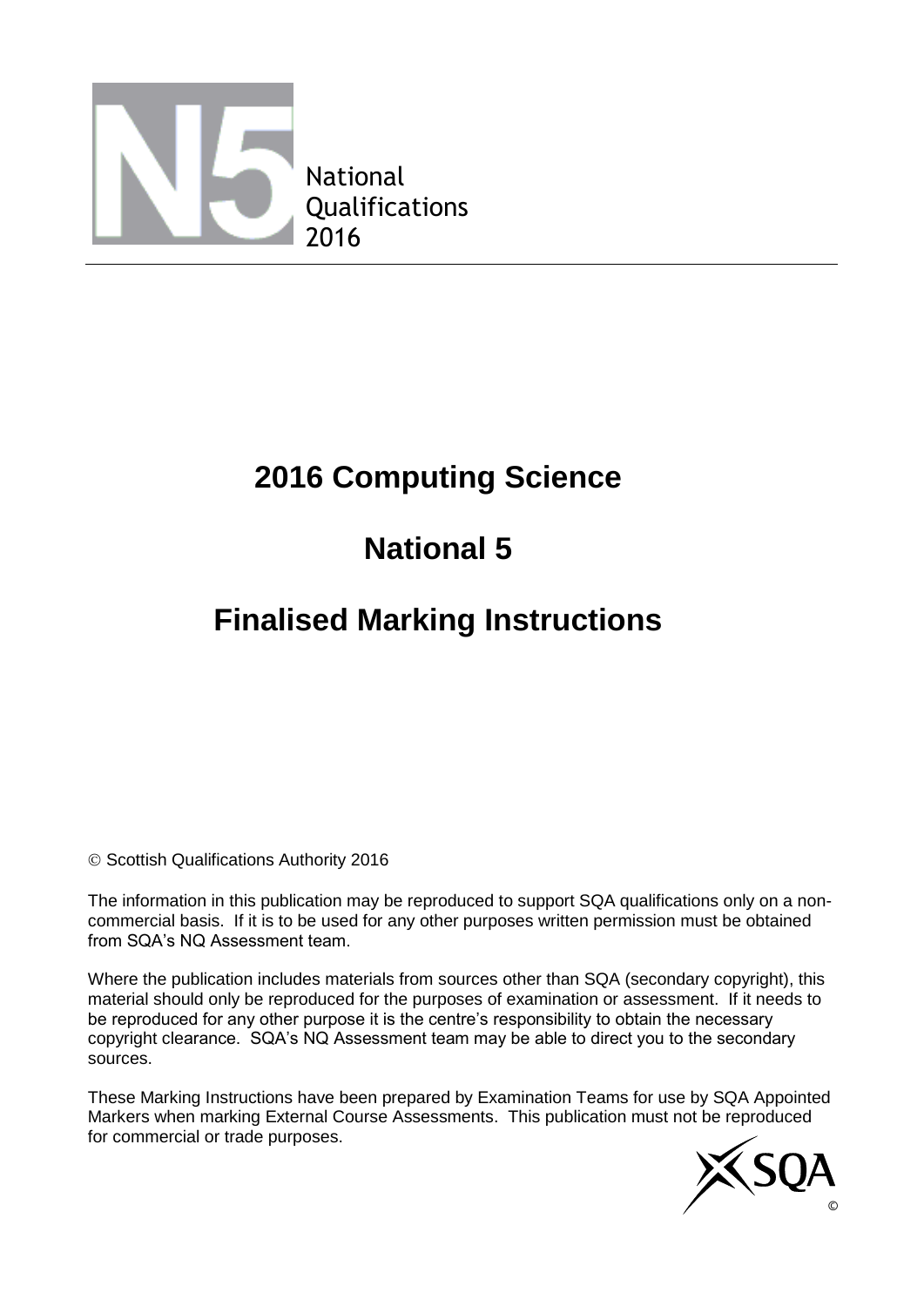National
Qualifications
2016

# 2016 Computing Science

# National 5

# Finalised Marking Instructions

© Scottish Qualifications Authority 2016

The information in this publication may be reproduced to support SQA qualifications only on a non-commercial basis. If it is to be used for any other purposes written permission must be obtained from SQA's NQ Assessment team.

Where the publication includes materials from sources other than SQA (secondary copyright), this material should only be reproduced for the purposes of examination or assessment. If it needs to be reproduced for any other purpose it is the centre's responsibility to obtain the necessary copyright clearance. SQA's NQ Assessment team may be able to direct you to the secondary sources.

These Marking Instructions have been prepared by Examination Teams for use by SQA Appointed Markers when marking External Course Assessments. This publication must not be reproduced for commercial or trade purposes.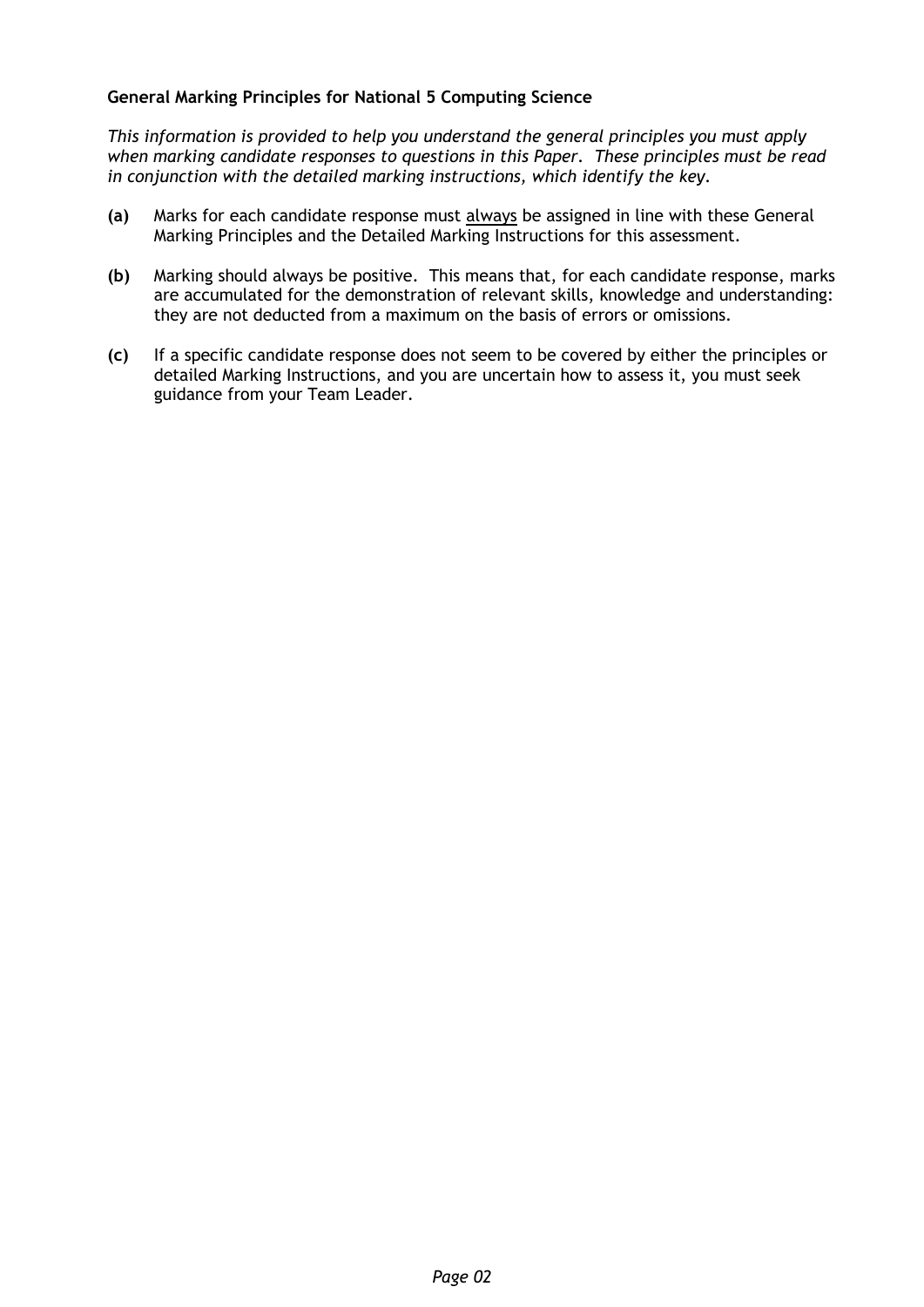**General Marking Principles for National 5 Computing Science**

*This information is provided to help you understand the general principles you must apply when marking candidate responses to questions in this Paper. These principles must be read in conjunction with the detailed marking instructions, which identify the key.*

**(a)** Marks for each candidate response must <u>always</u> be assigned in line with these General Marking Principles and the Detailed Marking Instructions for this assessment.

**(b)** Marking should always be positive. This means that, for each candidate response, marks are accumulated for the demonstration of relevant skills, knowledge and understanding: they are not deducted from a maximum on the basis of errors or omissions.

**(c)** If a specific candidate response does not seem to be covered by either the principles or detailed Marking Instructions, and you are uncertain how to assess it, you must seek guidance from your Team Leader.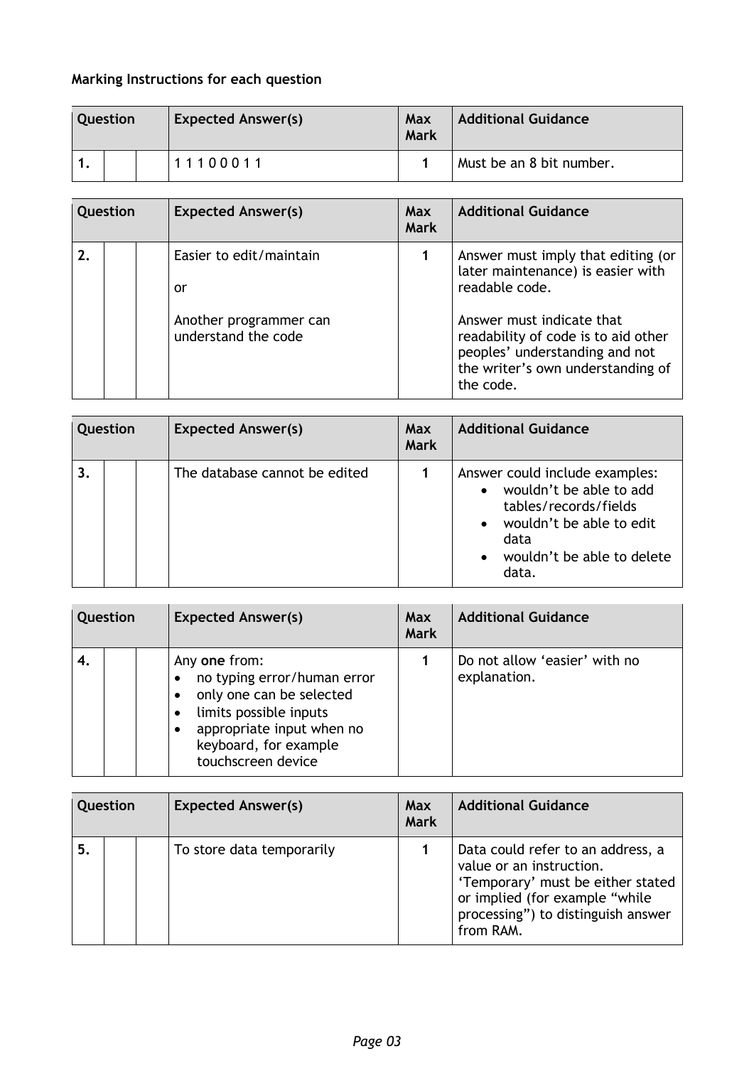**Marking Instructions for each question**

| Question | | | Expected Answer(s) | Max Mark | Additional Guidance |
|---|---|---|---|---|---|
| 1. | | | 1 1 1 0 0 0 1 1 | 1 | Must be an 8 bit number. |

| Question | | | Expected Answer(s) | Max Mark | Additional Guidance |
|---|---|---|---|---|---|
| 2. | | | Easier to edit/maintain<br><br>or<br><br>Another programmer can understand the code | 1 | Answer must imply that editing (or later maintenance) is easier with readable code.<br><br>Answer must indicate that readability of code is to aid other peoples' understanding and not the writer's own understanding of the code. |

| Question | | | Expected Answer(s) | Max Mark | Additional Guidance |
|---|---|---|---|---|---|
| 3. | | | The database cannot be edited | 1 | Answer could include examples:<br>• wouldn't be able to add tables/records/fields<br>• wouldn't be able to edit data<br>• wouldn't be able to delete data. |

| Question | | | Expected Answer(s) | Max Mark | Additional Guidance |
|---|---|---|---|---|---|
| 4. | | | Any **one** from:<br>• no typing error/human error<br>• only one can be selected<br>• limits possible inputs<br>• appropriate input when no keyboard, for example touchscreen device | 1 | Do not allow 'easier' with no explanation. |

| Question | | | Expected Answer(s) | Max Mark | Additional Guidance |
|---|---|---|---|---|---|
| 5. | | | To store data temporarily | 1 | Data could refer to an address, a value or an instruction.<br>'Temporary' must be either stated or implied (for example "while processing") to distinguish answer from RAM. |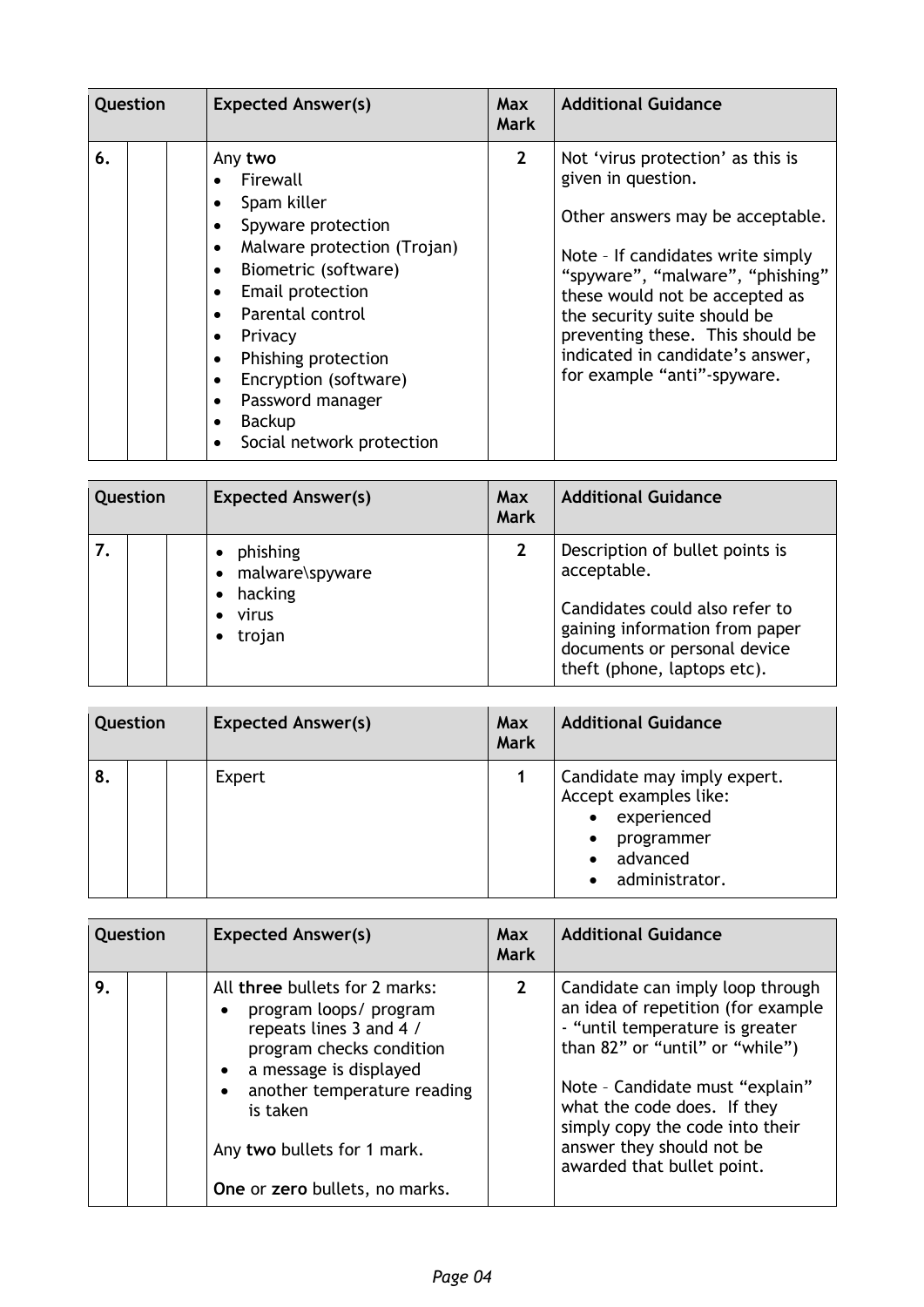| Question | | | Expected Answer(s) | Max Mark | Additional Guidance |
|---|---|---|---|---|---|
| 6. | | | Any **two**<br>• Firewall<br>• Spam killer<br>• Spyware protection<br>• Malware protection (Trojan)<br>• Biometric (software)<br>• Email protection<br>• Parental control<br>• Privacy<br>• Phishing protection<br>• Encryption (software)<br>• Password manager<br>• Backup<br>• Social network protection | 2 | Not 'virus protection' as this is given in question.<br><br>Other answers may be acceptable.<br><br>Note – If candidates write simply "spyware", "malware", "phishing" these would not be accepted as the security suite should be preventing these. This should be indicated in candidate's answer, for example "anti"-spyware. |

| Question | | | Expected Answer(s) | Max Mark | Additional Guidance |
|---|---|---|---|---|---|
| 7. | | | • phishing<br>• malware\spyware<br>• hacking<br>• virus<br>• trojan | 2 | Description of bullet points is acceptable.<br><br>Candidates could also refer to gaining information from paper documents or personal device theft (phone, laptops etc). |

| Question | | | Expected Answer(s) | Max Mark | Additional Guidance |
|---|---|---|---|---|---|
| 8. | | | Expert | 1 | Candidate may imply expert. Accept examples like:<br>• experienced<br>• programmer<br>• advanced<br>• administrator. |

| Question | | | Expected Answer(s) | Max Mark | Additional Guidance |
|---|---|---|---|---|---|
| 9. | | | All **three** bullets for 2 marks:<br>• program loops/ program repeats lines 3 and 4 / program checks condition<br>• a message is displayed<br>• another temperature reading is taken<br><br>Any **two** bullets for 1 mark.<br><br>**One** or **zero** bullets, no marks. | 2 | Candidate can imply loop through an idea of repetition (for example - "until temperature is greater than 82" or "until" or "while")<br><br>Note – Candidate must "explain" what the code does. If they simply copy the code into their answer they should not be awarded that bullet point. |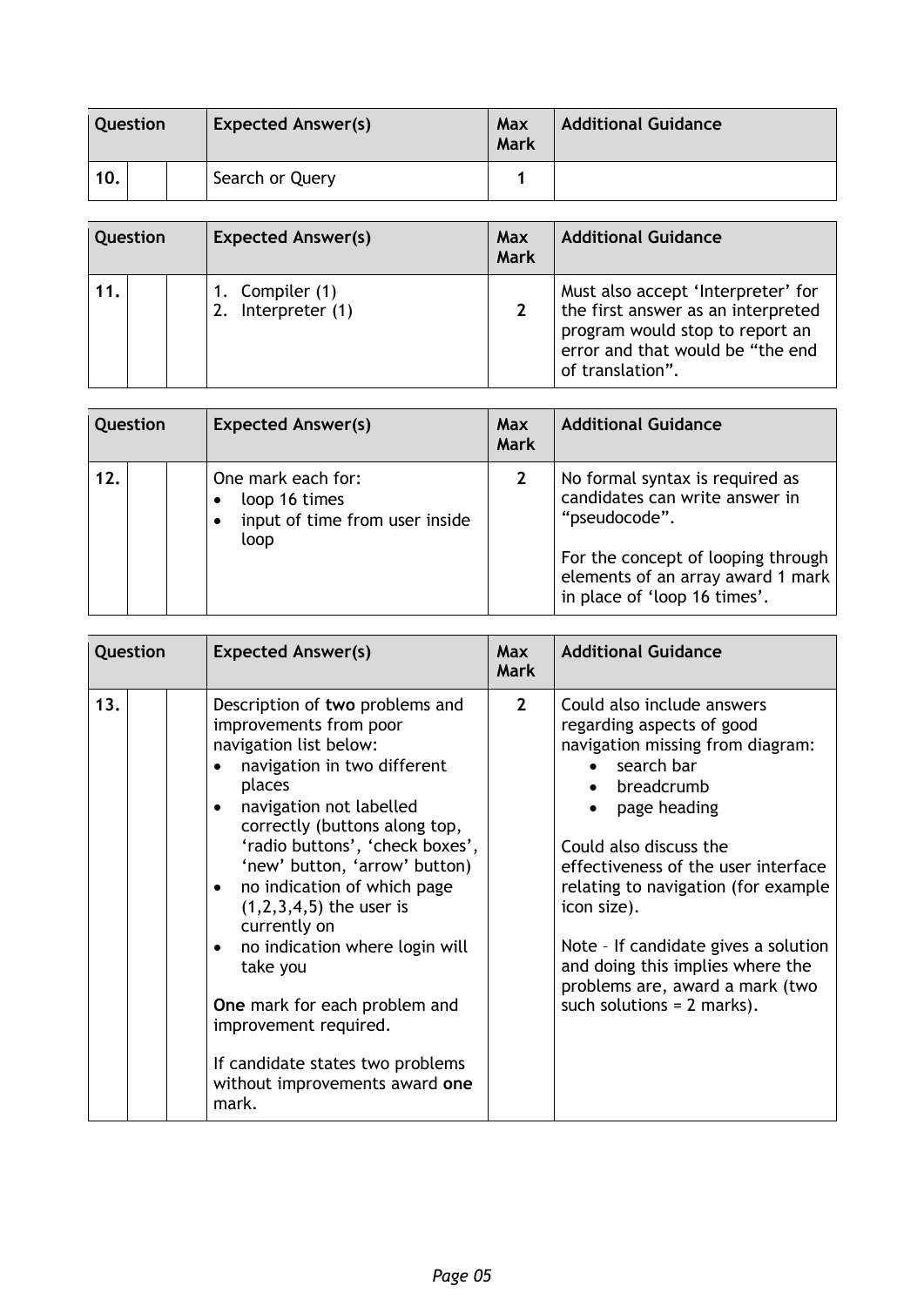| Question | | | Expected Answer(s) | Max Mark | Additional Guidance |
|---|---|---|---|---|---|
| 10. | | | Search or Query | 1 | |

| Question | | | Expected Answer(s) | Max Mark | Additional Guidance |
|---|---|---|---|---|---|
| 11. | | | 1. Compiler (1)<br>2. Interpreter (1) | 2 | Must also accept 'Interpreter' for the first answer as an interpreted program would stop to report an error and that would be "the end of translation". |

| Question | | | Expected Answer(s) | Max Mark | Additional Guidance |
|---|---|---|---|---|---|
| 12. | | | One mark each for:<br>• loop 16 times<br>• input of time from user inside loop | 2 | No formal syntax is required as candidates can write answer in "pseudocode".<br><br>For the concept of looping through elements of an array award 1 mark in place of 'loop 16 times'. |

| Question | | | Expected Answer(s) | Max Mark | Additional Guidance |
|---|---|---|---|---|---|
| 13. | | | Description of **two** problems and improvements from poor navigation list below:<br>• navigation in two different places<br>• navigation not labelled correctly (buttons along top, 'radio buttons', 'check boxes', 'new' button, 'arrow' button)<br>• no indication of which page (1,2,3,4,5) the user is currently on<br>• no indication where login will take you<br><br>**One** mark for each problem and improvement required.<br><br>If candidate states two problems without improvements award **one** mark. | 2 | Could also include answers regarding aspects of good navigation missing from diagram:<br>• search bar<br>• breadcrumb<br>• page heading<br><br>Could also discuss the effectiveness of the user interface relating to navigation (for example icon size).<br><br>Note – If candidate gives a solution and doing this implies where the problems are, award a mark (two such solutions = 2 marks). |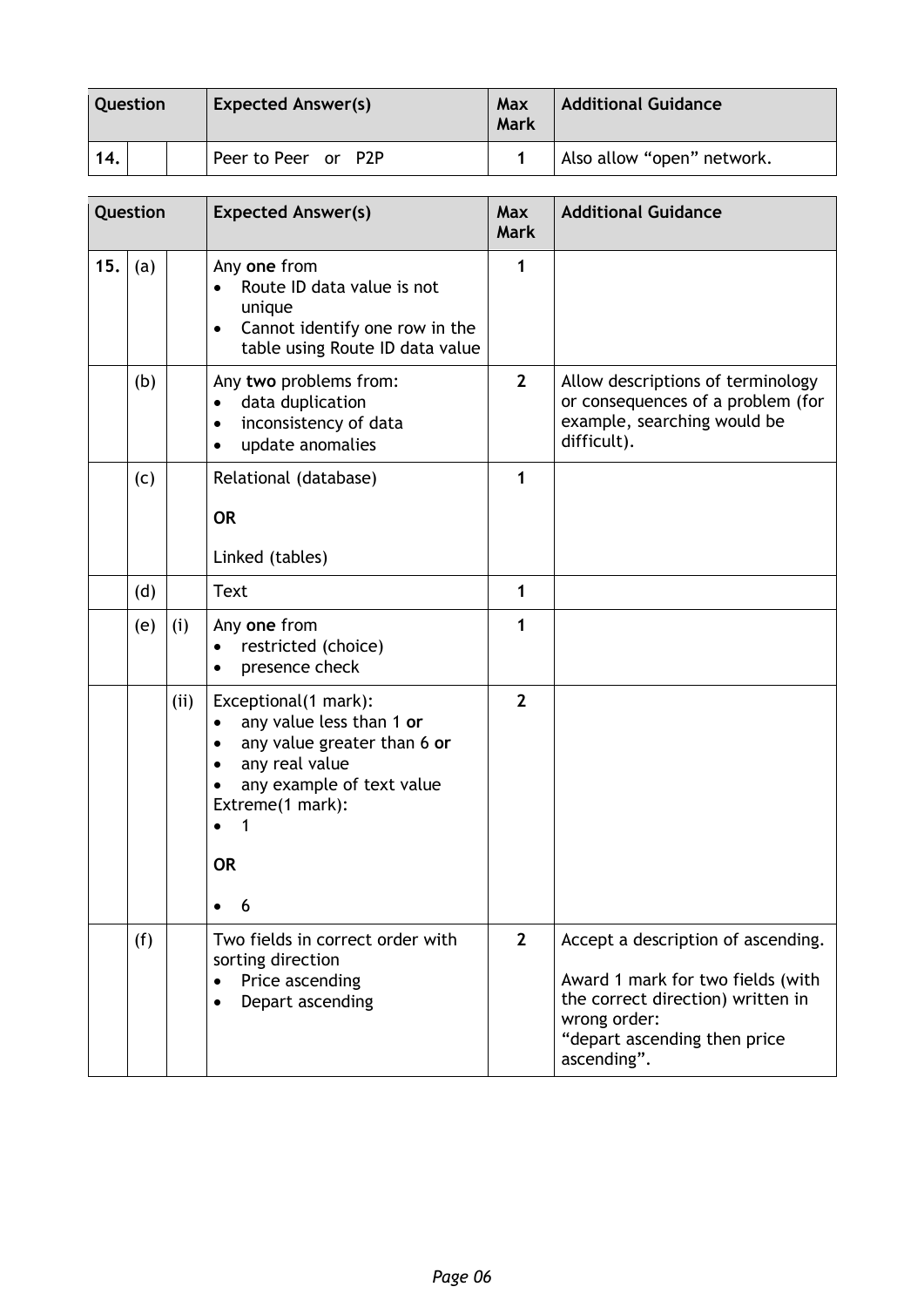| Question | | | Expected Answer(s) | Max Mark | Additional Guidance |
|---|---|---|---|---|---|
| 14. | | | Peer to Peer or P2P | 1 | Also allow "open" network. |

| Question | | | Expected Answer(s) | Max Mark | Additional Guidance |
|---|---|---|---|---|---|
| 15. | (a) | | Any **one** from<br>• Route ID data value is not unique<br>• Cannot identify one row in the table using Route ID data value | 1 | |
| | (b) | | Any **two** problems from:<br>• data duplication<br>• inconsistency of data<br>• update anomalies | 2 | Allow descriptions of terminology or consequences of a problem (for example, searching would be difficult). |
| | (c) | | Relational (database)<br><br>**OR**<br><br>Linked (tables) | 1 | |
| | (d) | | Text | 1 | |
| | (e) | (i) | Any **one** from<br>• restricted (choice)<br>• presence check | 1 | |
| | | (ii) | Exceptional(1 mark):<br>• any value less than 1 **or**<br>• any value greater than 6 **or**<br>• any real value<br>• any example of text value<br>Extreme(1 mark):<br>• 1<br><br>**OR**<br><br>• 6 | 2 | |
| | (f) | | Two fields in correct order with sorting direction<br>• Price ascending<br>• Depart ascending | 2 | Accept a description of ascending.<br><br>Award 1 mark for two fields (with the correct direction) written in wrong order:<br>"depart ascending then price ascending". |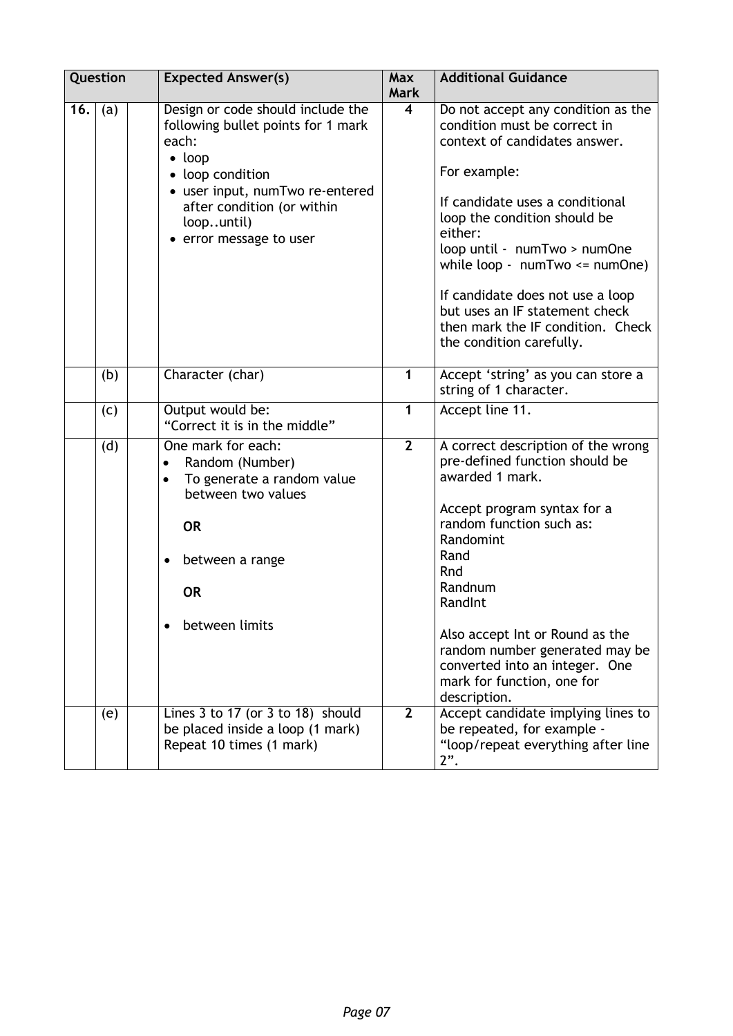| Question | | | Expected Answer(s) | Max Mark | Additional Guidance |
|---|---|---|---|---|---|
| **16.** | (a) | | Design or code should include the following bullet points for 1 mark each:<br>• loop<br>• loop condition<br>• user input, numTwo re-entered after condition (or within loop..until)<br>• error message to user | **4** | Do not accept any condition as the condition must be correct in context of candidates answer.<br><br>For example:<br><br>If candidate uses a conditional loop the condition should be either:<br>loop until - numTwo > numOne<br>while loop - numTwo <= numOne)<br><br>If candidate does not use a loop but uses an IF statement check then mark the IF condition. Check the condition carefully. |
| | (b) | | Character (char) | **1** | Accept 'string' as you can store a string of 1 character. |
| | (c) | | Output would be:<br>"Correct it is in the middle" | **1** | Accept line 11. |
| | (d) | | One mark for each:<br>• Random (Number)<br>• To generate a random value between two values<br><br>**OR**<br><br>• between a range<br><br>**OR**<br><br>• between limits | **2** | A correct description of the wrong pre-defined function should be awarded 1 mark.<br><br>Accept program syntax for a random function such as:<br>Randomint<br>Rand<br>Rnd<br>Randnum<br>RandInt<br><br>Also accept Int or Round as the random number generated may be converted into an integer. One mark for function, one for description. |
| | (e) | | Lines 3 to 17 (or 3 to 18) should be placed inside a loop (1 mark)<br>Repeat 10 times (1 mark) | **2** | Accept candidate implying lines to be repeated, for example - "loop/repeat everything after line 2". |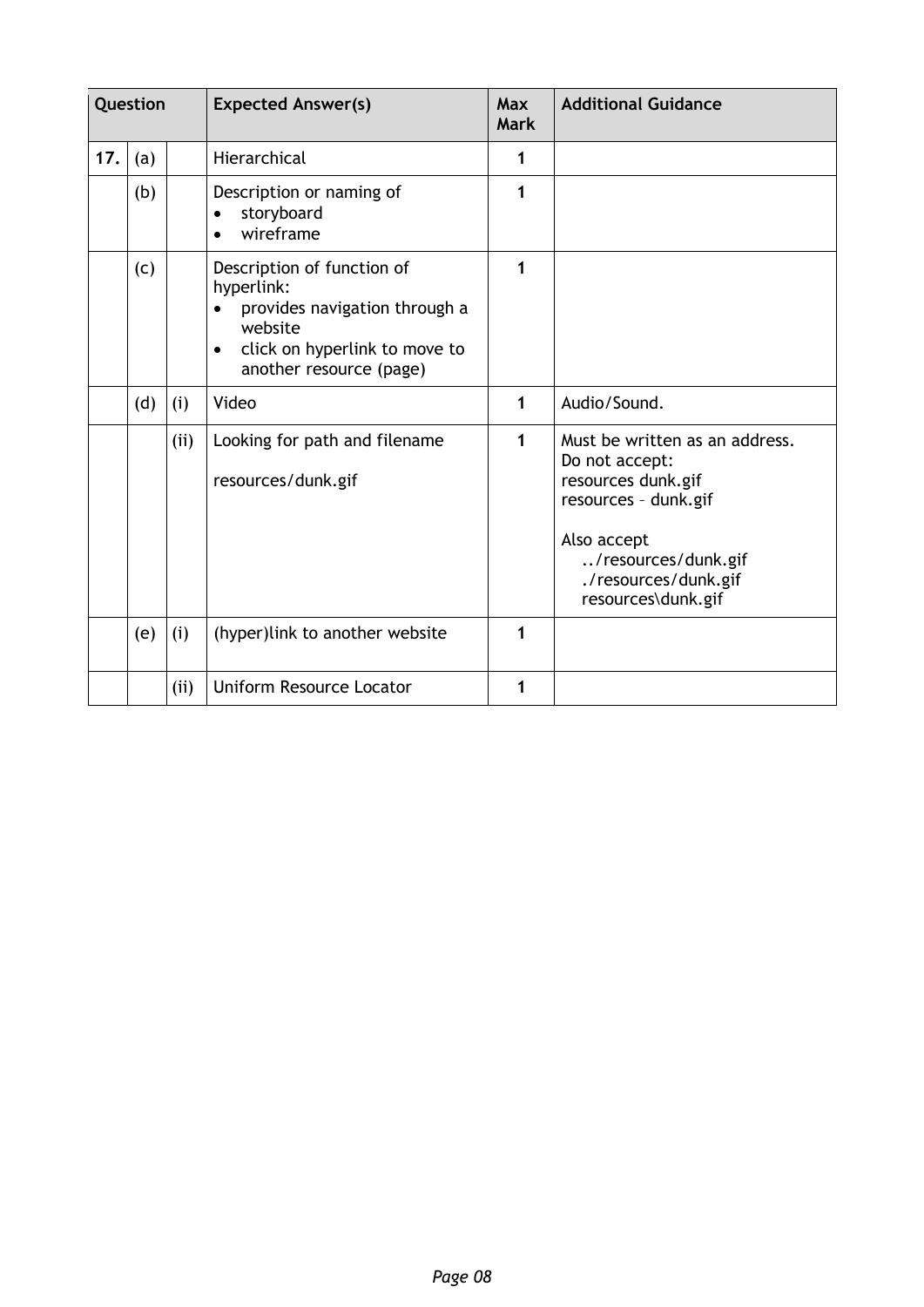| Question | | | Expected Answer(s) | Max Mark | Additional Guidance |
|---|---|---|---|---|---|
| **17.** | (a) | | Hierarchical | **1** | |
| | (b) | | Description or naming of<br>• storyboard<br>• wireframe | **1** | |
| | (c) | | Description of function of hyperlink:<br>• provides navigation through a website<br>• click on hyperlink to move to another resource (page) | **1** | |
| | (d) | (i) | Video | **1** | Audio/Sound. |
| | | (ii) | Looking for path and filename<br><br>resources/dunk.gif | **1** | Must be written as an address.<br>Do not accept:<br>resources dunk.gif<br>resources – dunk.gif<br><br>Also accept<br>../resources/dunk.gif<br>./resources/dunk.gif<br>resources\dunk.gif |
| | (e) | (i) | (hyper)link to another website | **1** | |
| | | (ii) | Uniform Resource Locator | **1** | |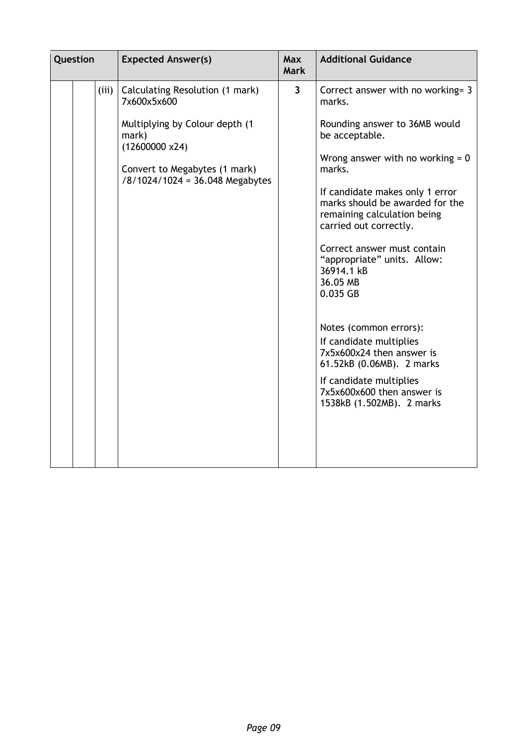| Question | | | Expected Answer(s) | Max Mark | Additional Guidance |
|---|---|---|---|---|---|
| | | (iii) | Calculating Resolution (1 mark)<br>7x600x5x600<br><br>Multiplying by Colour depth (1 mark)<br>(12600000 x24)<br><br>Convert to Megabytes (1 mark)<br>/8/1024/1024 = 36.048 Megabytes | 3 | Correct answer with no working= 3 marks.<br><br>Rounding answer to 36MB would be acceptable.<br><br>Wrong answer with no working = 0 marks.<br><br>If candidate makes only 1 error marks should be awarded for the remaining calculation being carried out correctly.<br><br>Correct answer must contain "appropriate" units. Allow:<br>36914.1 kB<br>36.05 MB<br>0.035 GB<br><br>Notes (common errors):<br>If candidate multiplies 7x5x600x24 then answer is 61.52kB (0.06MB). 2 marks<br><br>If candidate multiplies 7x5x600x600 then answer is 1538kB (1.502MB). 2 marks |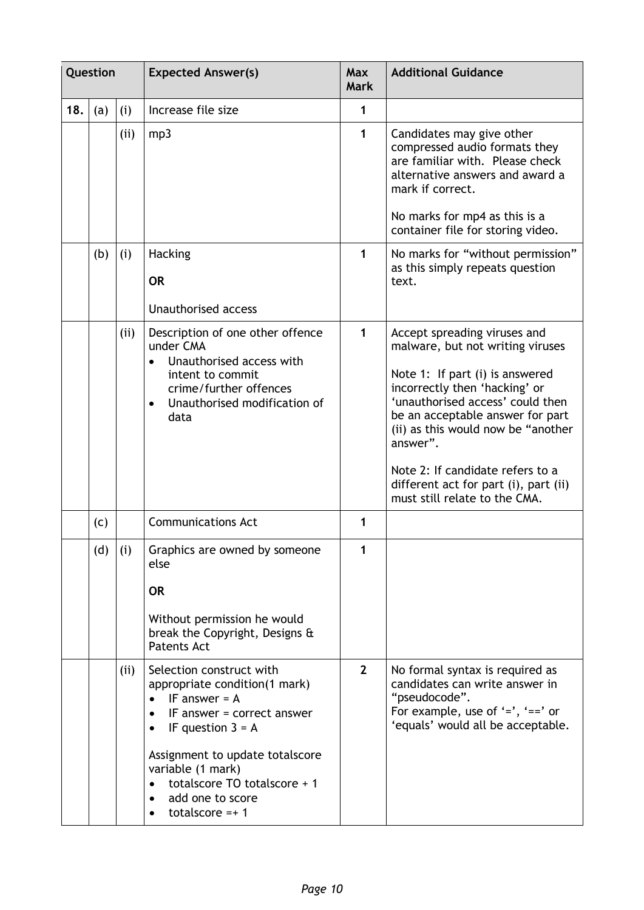| Question | | | Expected Answer(s) | Max Mark | Additional Guidance |
|---|---|---|---|---|---|
| 18. | (a) | (i) | Increase file size | 1 | |
| | | (ii) | mp3 | 1 | Candidates may give other compressed audio formats they are familiar with. Please check alternative answers and award a mark if correct.<br><br>No marks for mp4 as this is a container file for storing video. |
| | (b) | (i) | Hacking<br><br>**OR**<br><br>Unauthorised access | 1 | No marks for "without permission" as this simply repeats question text. |
| | | (ii) | Description of one other offence under CMA<br>• Unauthorised access with intent to commit crime/further offences<br>• Unauthorised modification of data | 1 | Accept spreading viruses and malware, but not writing viruses<br><br>Note 1: If part (i) is answered incorrectly then 'hacking' or 'unauthorised access' could then be an acceptable answer for part (ii) as this would now be "another answer".<br><br>Note 2: If candidate refers to a different act for part (i), part (ii) must still relate to the CMA. |
| | (c) | | Communications Act | 1 | |
| | (d) | (i) | Graphics are owned by someone else<br><br>**OR**<br><br>Without permission he would break the Copyright, Designs & Patents Act | 1 | |
| | | (ii) | Selection construct with appropriate condition(1 mark)<br>• IF answer = A<br>• IF answer = correct answer<br>• IF question 3 = A<br><br>Assignment to update totalscore variable (1 mark)<br>• totalscore TO totalscore + 1<br>• add one to score<br>• totalscore =+ 1 | 2 | No formal syntax is required as candidates can write answer in "pseudocode".<br>For example, use of '=', '==' or 'equals' would all be acceptable. |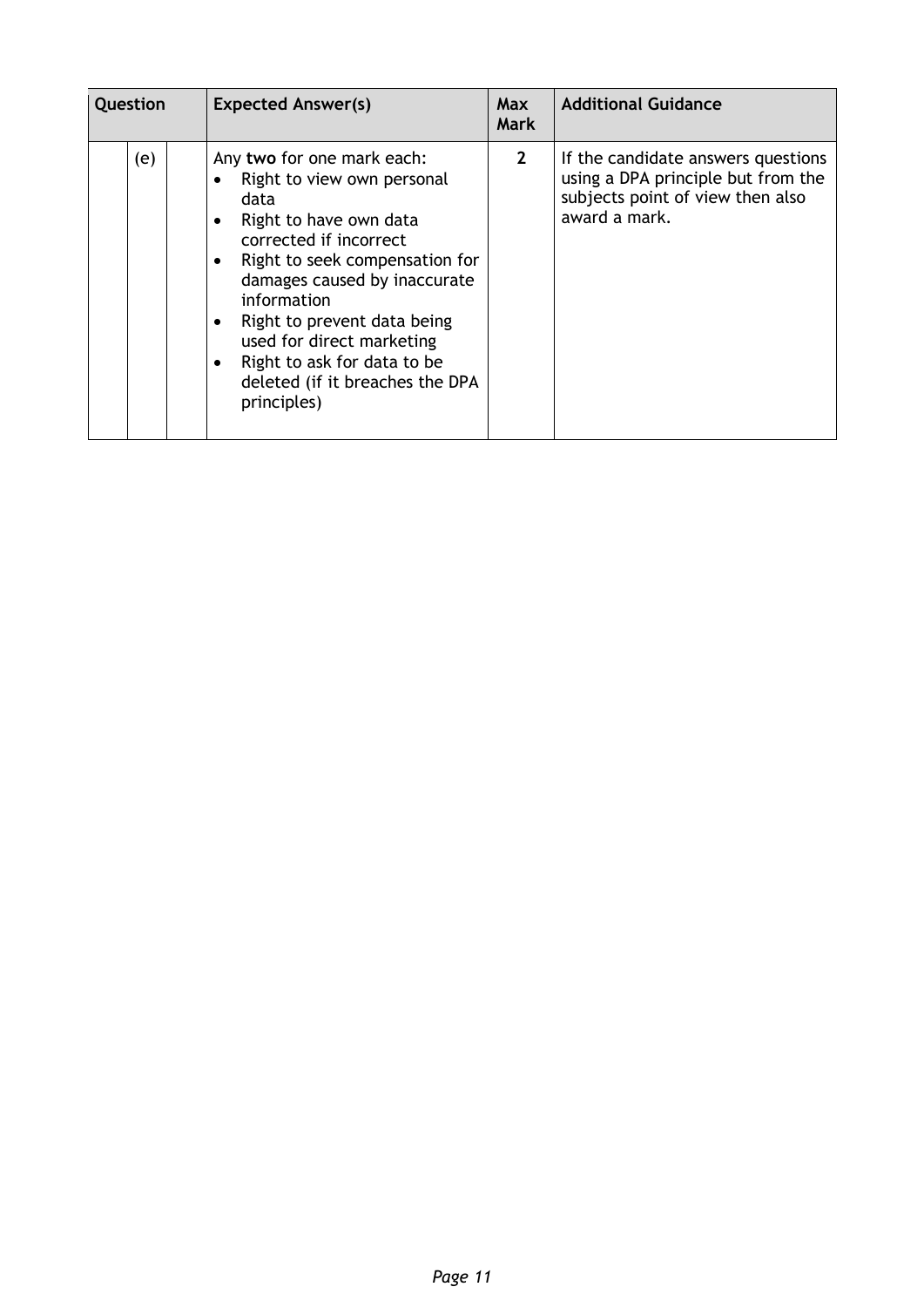| Question | | | Expected Answer(s) | Max Mark | Additional Guidance |
|---|---|---|---|---|---|
| | (e) | | Any **two** for one mark each:<br>• Right to view own personal data<br>• Right to have own data corrected if incorrect<br>• Right to seek compensation for damages caused by inaccurate information<br>• Right to prevent data being used for direct marketing<br>• Right to ask for data to be deleted (if it breaches the DPA principles) | **2** | If the candidate answers questions using a DPA principle but from the subjects point of view then also award a mark. |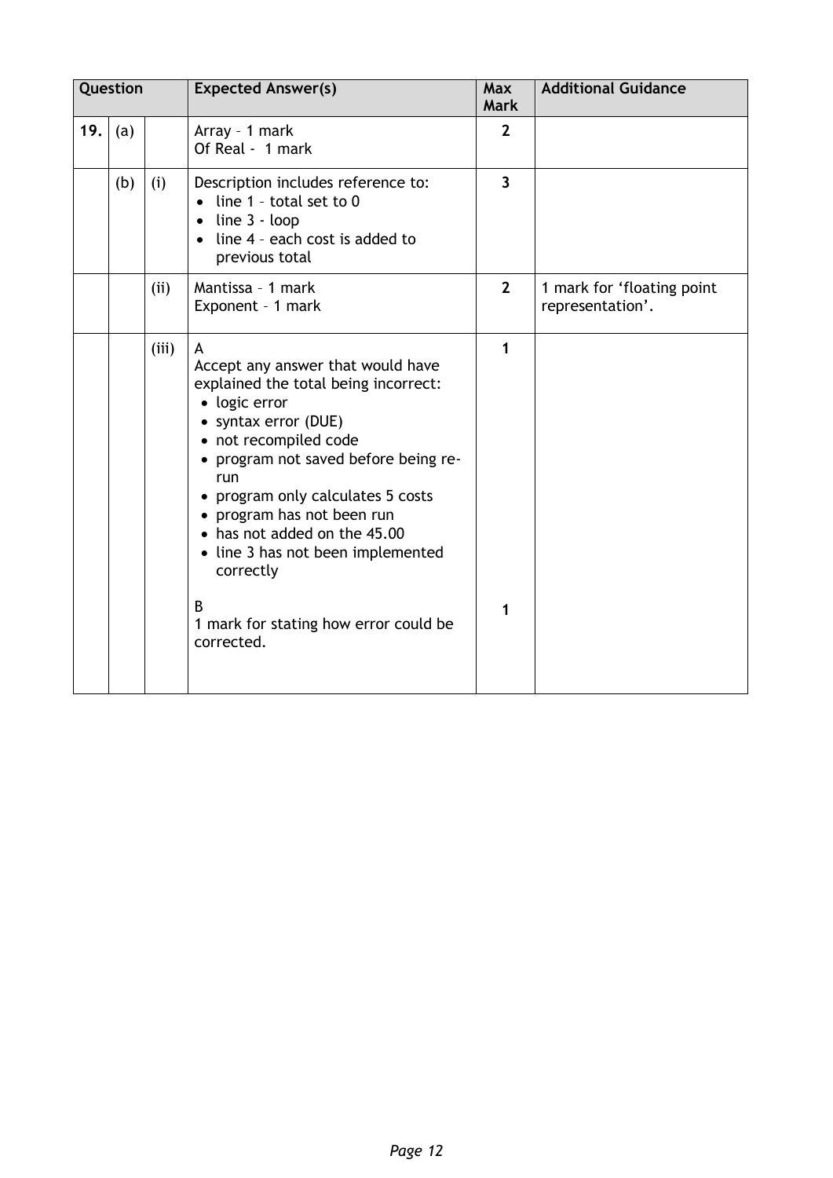| Question | | | Expected Answer(s) | Max Mark | Additional Guidance |
|---|---|---|---|---|---|
| 19. | (a) | | Array – 1 mark<br>Of Real - 1 mark | 2 | |
| | (b) | (i) | Description includes reference to:<br>• line 1 – total set to 0<br>• line 3 - loop<br>• line 4 – each cost is added to previous total | 3 | |
| | | (ii) | Mantissa – 1 mark<br>Exponent – 1 mark | 2 | 1 mark for 'floating point representation'. |
| | | (iii) | A<br>Accept any answer that would have explained the total being incorrect:<br>• logic error<br>• syntax error (DUE)<br>• not recompiled code<br>• program not saved before being re-run<br>• program only calculates 5 costs<br>• program has not been run<br>• has not added on the 45.00<br>• line 3 has not been implemented correctly<br><br>B<br>1 mark for stating how error could be corrected. | 1<br><br><br><br><br><br><br><br><br><br><br><br>1 | |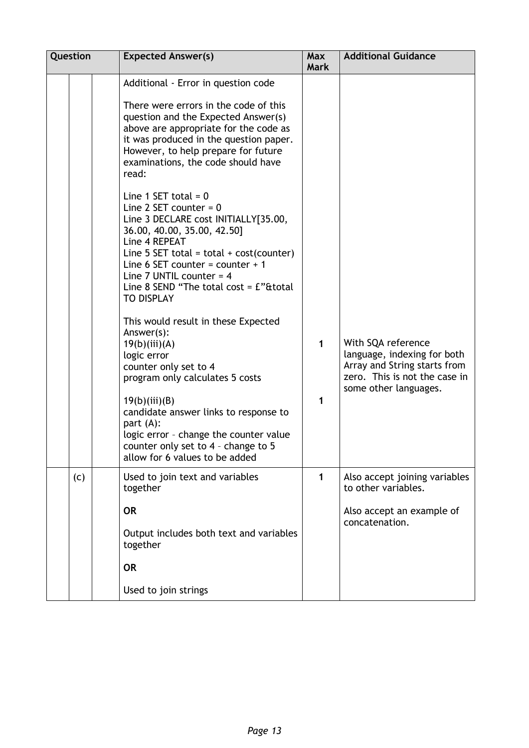| Question | | | Expected Answer(s) | Max Mark | Additional Guidance |
|---|---|---|---|---|---|
| | | | Additional - Error in question code<br><br>There were errors in the code of this question and the Expected Answer(s) above are appropriate for the code as it was produced in the question paper. However, to help prepare for future examinations, the code should have read:<br><br>Line 1 SET total = 0<br>Line 2 SET counter = 0<br>Line 3 DECLARE cost INITIALLY[35.00, 36.00, 40.00, 35.00, 42.50]<br>Line 4 REPEAT<br>Line 5 SET total = total + cost(counter)<br>Line 6 SET counter = counter + 1<br>Line 7 UNTIL counter = 4<br>Line 8 SEND "The total cost = £"&total TO DISPLAY<br><br>This would result in these Expected Answer(s):<br>19(b)(iii)(A)<br>logic error<br>counter only set to 4<br>program only calculates 5 costs<br><br>19(b)(iii)(B)<br>candidate answer links to response to part (A):<br>logic error – change the counter value<br>counter only set to 4 – change to 5<br>allow for 6 values to be added | 1<br><br>1 | With SQA reference language, indexing for both Array and String starts from zero. This is not the case in some other languages. |
| | (c) | | Used to join text and variables together<br><br>**OR**<br><br>Output includes both text and variables together<br><br>**OR**<br><br>Used to join strings | 1 | Also accept joining variables to other variables.<br><br>Also accept an example of concatenation. |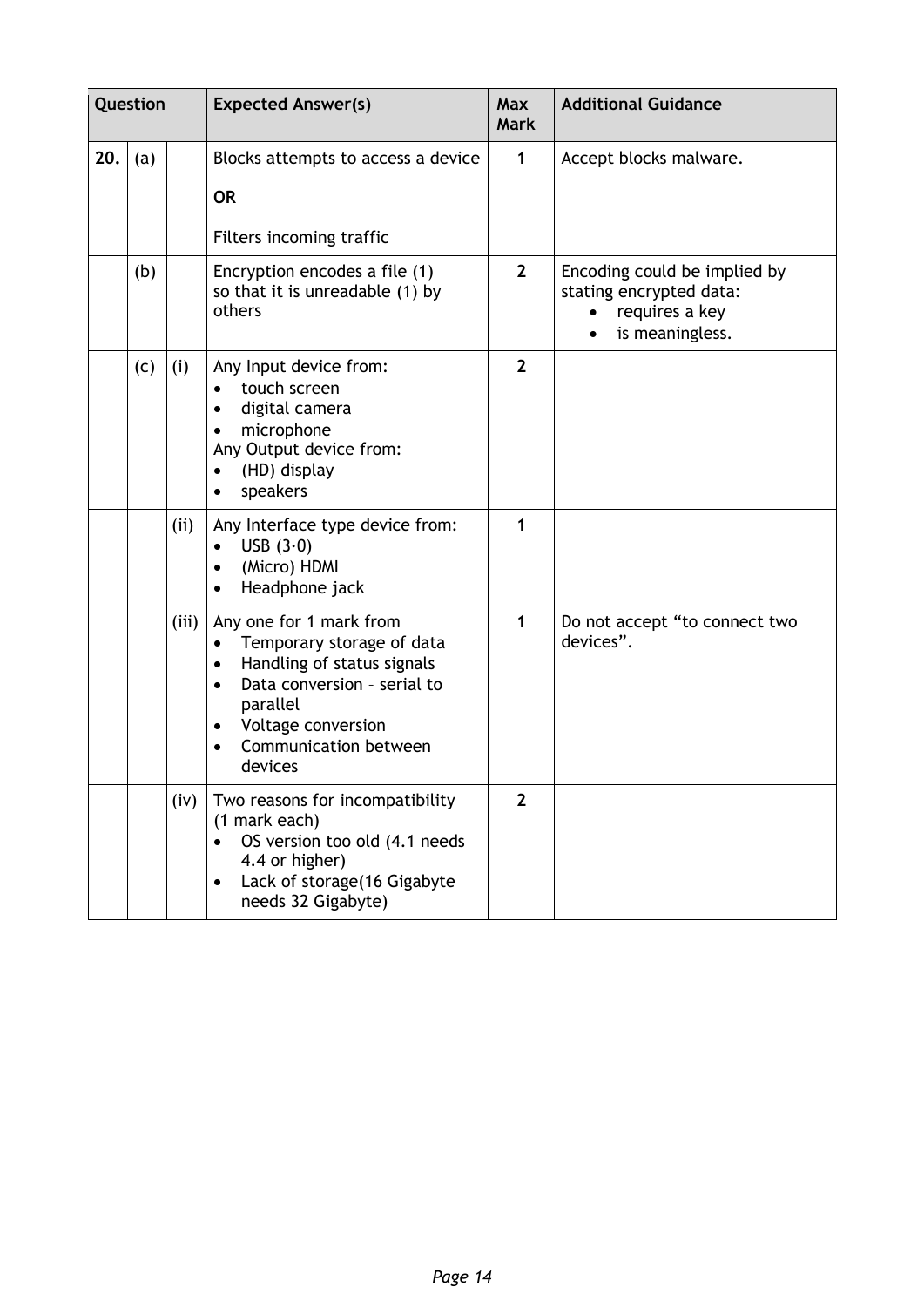| Question | | | Expected Answer(s) | Max Mark | Additional Guidance |
|---|---|---|---|---|---|
| **20.** | (a) | | Blocks attempts to access a device<br><br>**OR**<br><br>Filters incoming traffic | 1 | Accept blocks malware. |
| | (b) | | Encryption encodes a file (1) so that it is unreadable (1) by others | 2 | Encoding could be implied by stating encrypted data:<br>• requires a key<br>• is meaningless. |
| | (c) | (i) | Any Input device from:<br>• touch screen<br>• digital camera<br>• microphone<br>Any Output device from:<br>• (HD) display<br>• speakers | 2 | |
| | | (ii) | Any Interface type device from:<br>• USB (3·0)<br>• (Micro) HDMI<br>• Headphone jack | 1 | |
| | | (iii) | Any one for 1 mark from<br>• Temporary storage of data<br>• Handling of status signals<br>• Data conversion – serial to parallel<br>• Voltage conversion<br>• Communication between devices | 1 | Do not accept "to connect two devices". |
| | | (iv) | Two reasons for incompatibility (1 mark each)<br>• OS version too old (4.1 needs 4.4 or higher)<br>• Lack of storage(16 Gigabyte needs 32 Gigabyte) | 2 | |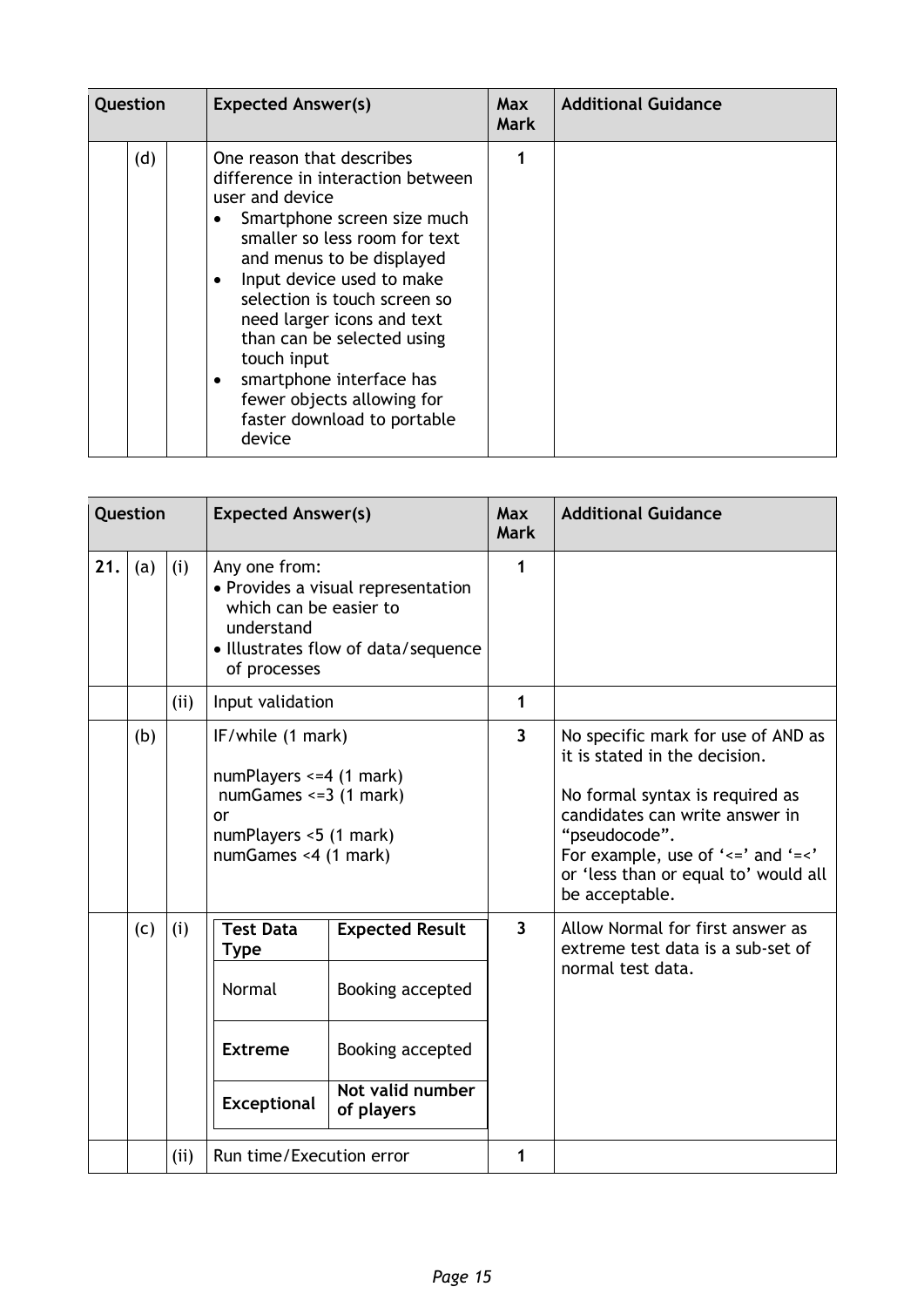| Question | | | Expected Answer(s) | Max Mark | Additional Guidance |
|---|---|---|---|---|---|
| | (d) | | One reason that describes difference in interaction between user and device<br>• Smartphone screen size much smaller so less room for text and menus to be displayed<br>• Input device used to make selection is touch screen so need larger icons and text than can be selected using touch input<br>• smartphone interface has fewer objects allowing for faster download to portable device | 1 | |

| Question | | | Expected Answer(s) | Max Mark | Additional Guidance |
|---|---|---|---|---|---|
| 21. | (a) | (i) | Any one from:<br>• Provides a visual representation which can be easier to understand<br>• Illustrates flow of data/sequence of processes | 1 | |
| | | (ii) | Input validation | 1 | |
| | (b) | | IF/while (1 mark)<br><br>numPlayers <=4 (1 mark)<br>numGames <=3 (1 mark)<br>or<br>numPlayers <5 (1 mark)<br>numGames <4 (1 mark) | 3 | No specific mark for use of AND as it is stated in the decision.<br><br>No formal syntax is required as candidates can write answer in "pseudocode".<br>For example, use of '<=' and '=<' or 'less than or equal to' would all be acceptable. |
| | (c) | (i) | **Test Data Type** – **Expected Result**<br>Normal – Booking accepted<br>**Extreme** – Booking accepted<br>**Exceptional** – **Not valid number of players** | 3 | Allow Normal for first answer as extreme test data is a sub-set of normal test data. |
| | | (ii) | Run time/Execution error | 1 | |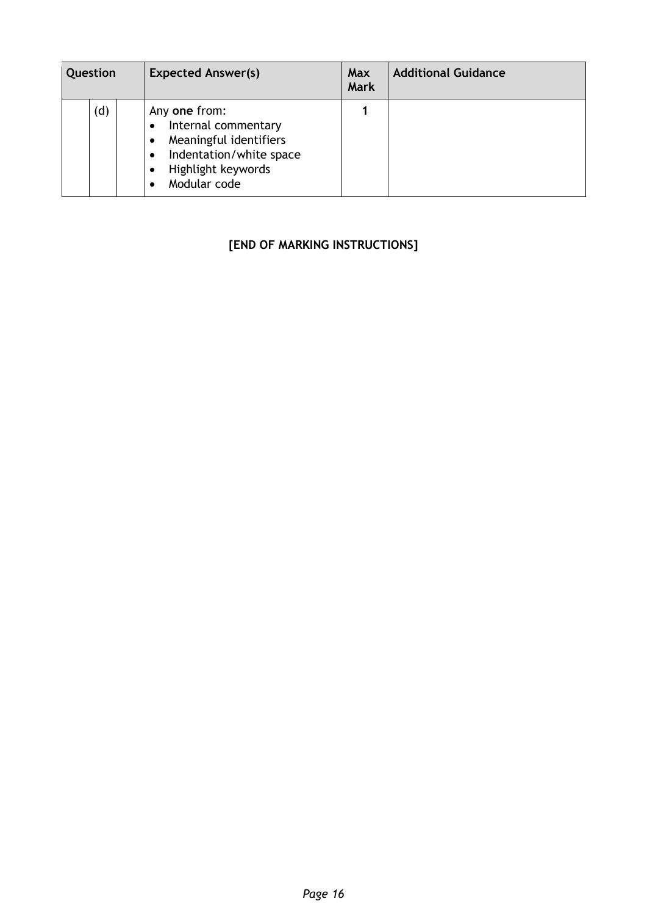| Question | | | Expected Answer(s) | Max Mark | Additional Guidance |
|---|---|---|---|---|---|
| | (d) | | Any **one** from:<br>• Internal commentary<br>• Meaningful identifiers<br>• Indentation/white space<br>• Highlight keywords<br>• Modular code | 1 | |

**[END OF MARKING INSTRUCTIONS]**